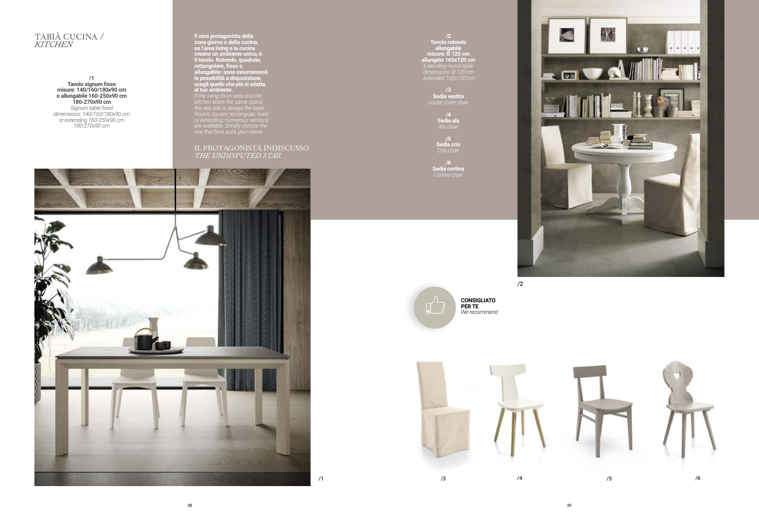# TABIÀ CUCINA / *KITCHEN*

**/1**
**Tavolo signum fisso misure: 140/160/180x90 cm o allungabile 160-250x90 cm 180-270x90 cm**
*Signum table fixed dimensions: 140/160/180x90 cm or extending 160-250x90 cm 180-270x90 cm*

**Il vero protagonista della zona giorno o della cucina, se l'area living e la cucina creano un ambiente unico, è il tavolo. Rotondo, quadrato, rettangolare, fisso o allungabile: sono innumerevoli le possibilità a disposizione, scegli quello che più si adatta al tuo ambiente.**
*If the living room area and the kitchen share the same space, the real star is always the table. Round, square, rectangular, fixed or extending: numerous versions are available. Simply choose the one that best suits your home.*

## IL PROTAGONISTA INDISCUSSO
## *THE UNDISPUTED STAR*

**/2**
**Tavolo rotondo allungabile misure: Ø 120 cm allungato 160x120 cm**
*Extending round table dimensions: Ø 120 cm extended 160x120 cm*

**/3**
**Sedia vestita**
*Loose cover chair*

**/4**
**Sedia ala**
*Ala chair*

**/5**
**Sedia crio**
*Crio chair*

**/6**
**Sedia cortina**
*Cortina chair*

/1

/2

**CONSIGLIATO PER TE**
*We recommend*

/3 /4 /5 /6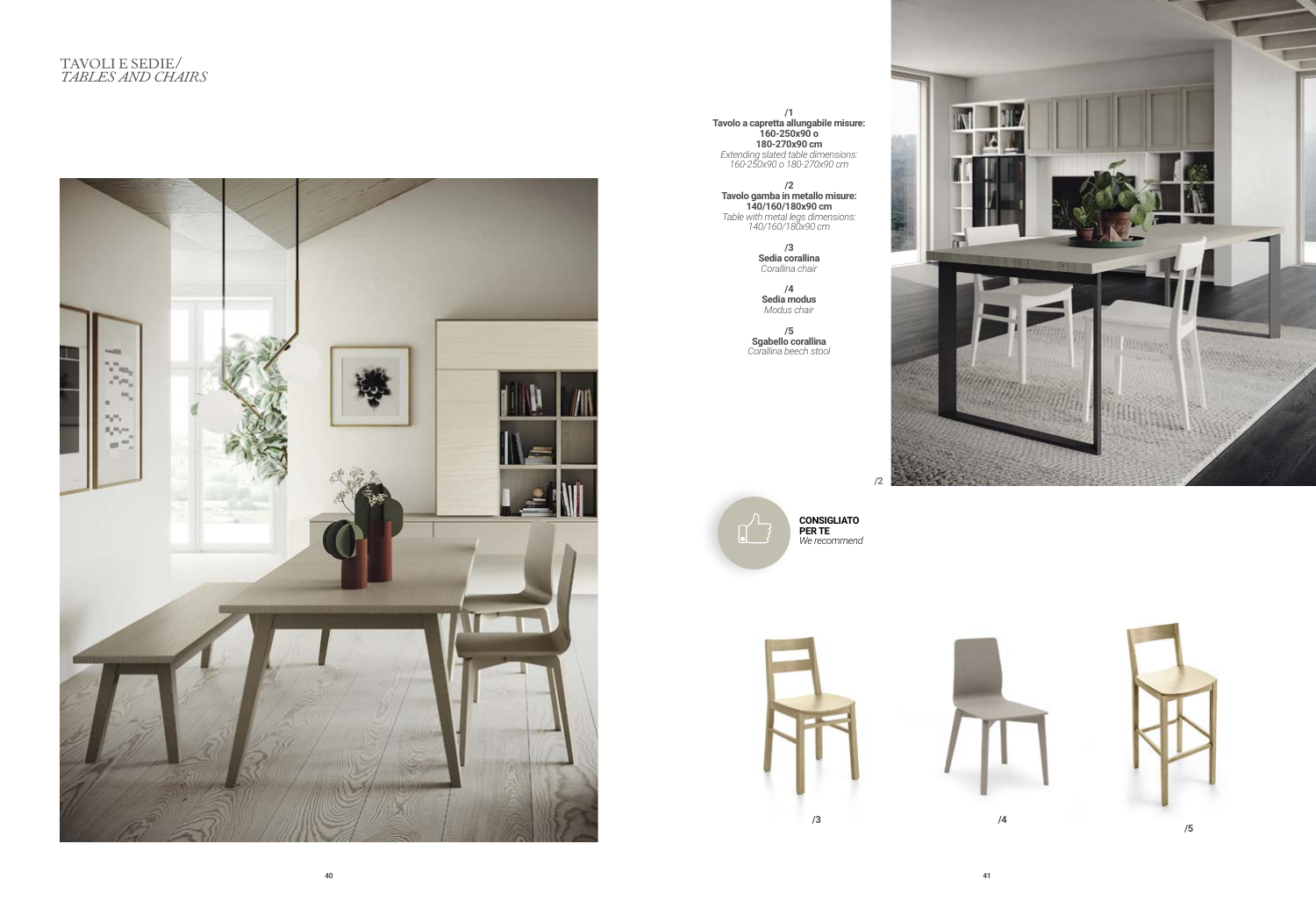# TAVOLI E SEDIE/
*TABLES AND CHAIRS*

**/1**
**Tavolo a capretta allungabile misure:**
**160-250x90 o**
**180-270x90 cm**
*Extending slated table dimensions:*
*160-250x90 o 180-270x90 cm*

**/2**
**Tavolo gamba in metallo misure:**
**140/160/180x90 cm**
*Table with metal legs dimensions:*
*140/160/180x90 cm*

**/3**
**Sedia corallina**
*Corallina chair*

**/4**
**Sedia modus**
*Modus chair*

**/5**
**Sgabello corallina**
*Corallina beech stool*

/2

**CONSIGLIATO PER TE**
*We recommend*

/3

/4

/5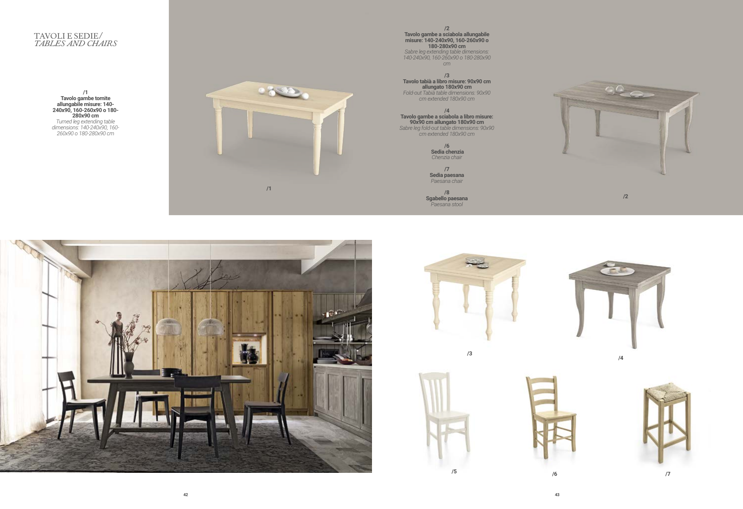# TAVOLI E SEDIE/ *TABLES AND CHAIRS*

**/1**
**Tavolo gambe tornite allungabile misure: 140-240x90, 160-260x90 o 180-280x90 cm**
*Turned leg extending table dimensions: 140-240x90, 160-260x90 o 180-280x90 cm*

**/2**
**Tavolo gambe a sciabola allungabile misure: 140-240x90, 160-260x90 o 180-280x90 cm**
*Sabre leg extending table dimensions: 140-240x90, 160-260x90 o 180-280x90 cm*

**/3**
**Tavolo tabià a libro misure: 90x90 cm allungato 180x90 cm**
*Fold-out Tabià table dimensions: 90x90 cm extended 180x90 cm*

**/4**
**Tavolo gambe a sciabola a libro misure: 90x90 cm allungato 180x90 cm**
*Sabre leg fold-out table dimensions: 90x90 cm extended 180x90 cm*

**/6**
**Sedia chenzia**
*Chenzia chair*

**/7**
**Sedia paesana**
*Paesana chair*

**/8**
**Sgabello paesana**
*Paesana stool*

/1

/2

/3

/4

/5

/6

/7